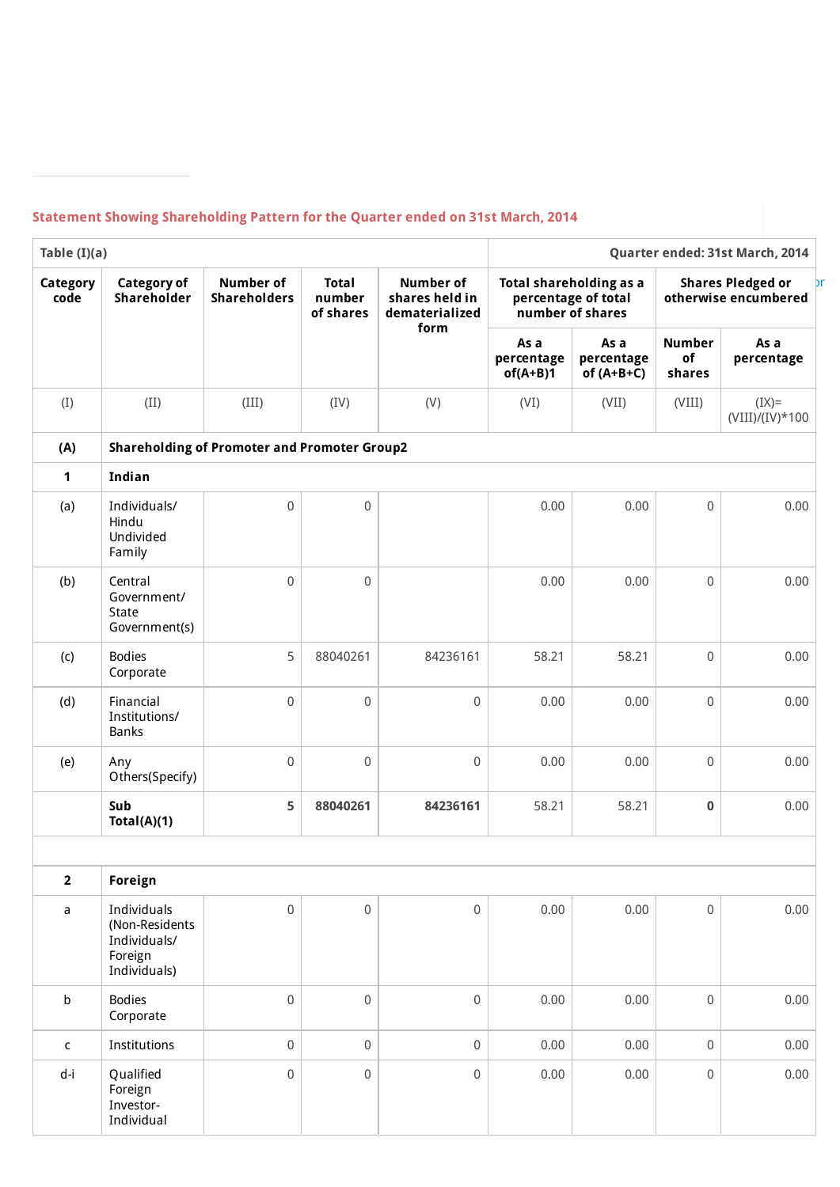## Statement Showing Shareholding Pattern for the Quarter ended on 31st March, 2014

| Table (I)(a) | | | | | Quarter ended: 31st March, 2014 | | | |
|---|---|---|---|---|---|---|---|---|
| **Category code** | **Category of Shareholder** | **Number of Shareholders** | **Total number of shares** | **Number of shares held in dematerialized form** | **Total shareholding as a percentage of total number of shares** | | **Shares Pledged or otherwise encumbered** | |
| | | | | | **As a percentage of(A+B)1** | **As a percentage of (A+B+C)** | **Number of shares** | **As a percentage** |
| (I) | (II) | (III) | (IV) | (V) | (VI) | (VII) | (VIII) | (IX)= (VIII)/(IV)*100 |
| **(A)** | **Shareholding of Promoter and Promoter Group2** | | | | | | | |
| **1** | **Indian** | | | | | | | |
| (a) | Individuals/ Hindu Undivided Family | 0 | 0 | | 0.00 | 0.00 | 0 | 0.00 |
| (b) | Central Government/ State Government(s) | 0 | 0 | | 0.00 | 0.00 | 0 | 0.00 |
| (c) | Bodies Corporate | 5 | 88040261 | 84236161 | 58.21 | 58.21 | 0 | 0.00 |
| (d) | Financial Institutions/ Banks | 0 | 0 | 0 | 0.00 | 0.00 | 0 | 0.00 |
| (e) | Any Others(Specify) | 0 | 0 | 0 | 0.00 | 0.00 | 0 | 0.00 |
| | **Sub Total(A)(1)** | **5** | **88040261** | **84236161** | 58.21 | 58.21 | **0** | 0.00 |
| | | | | | | | | |
| **2** | **Foreign** | | | | | | | |
| a | Individuals (Non-Residents Individuals/ Foreign Individuals) | 0 | 0 | 0 | 0.00 | 0.00 | 0 | 0.00 |
| b | Bodies Corporate | 0 | 0 | 0 | 0.00 | 0.00 | 0 | 0.00 |
| c | Institutions | 0 | 0 | 0 | 0.00 | 0.00 | 0 | 0.00 |
| d-i | Qualified Foreign Investor-Individual | 0 | 0 | 0 | 0.00 | 0.00 | 0 | 0.00 |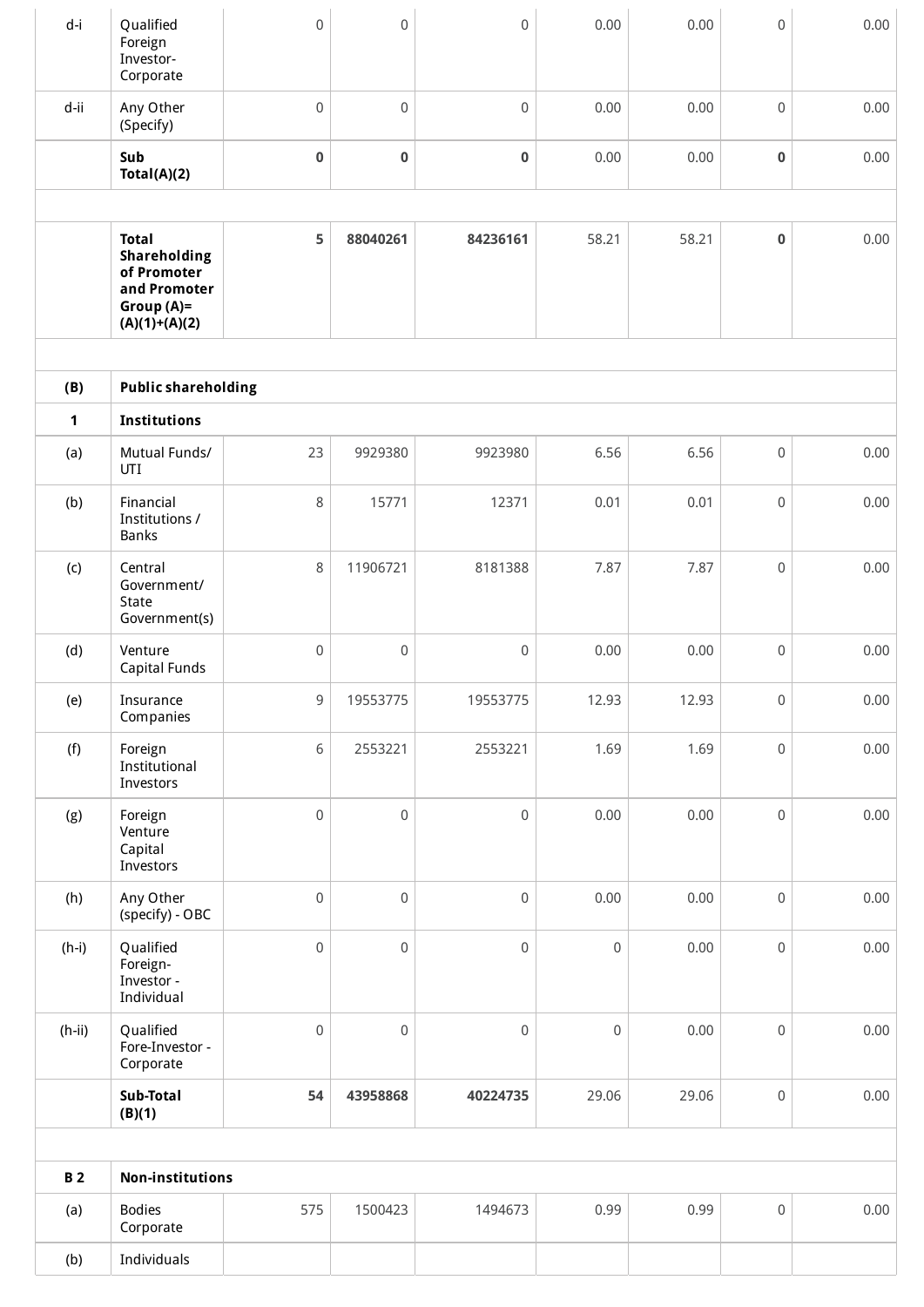| | | | | | | | | |
|---|---|---|---|---|---|---|---|---|
| d-i | Qualified Foreign Investor-Corporate | 0 | 0 | 0 | 0.00 | 0.00 | 0 | 0.00 |
| d-ii | Any Other (Specify) | 0 | 0 | 0 | 0.00 | 0.00 | 0 | 0.00 |
| | **Sub Total(A)(2)** | **0** | **0** | **0** | 0.00 | 0.00 | **0** | 0.00 |
| | | | | | | | | |
| | **Total Shareholding of Promoter and Promoter Group (A)= (A)(1)+(A)(2)** | **5** | **88040261** | **84236161** | 58.21 | 58.21 | **0** | 0.00 |
| | | | | | | | | |
| **(B)** | **Public shareholding** | | | | | | | |
| **1** | **Institutions** | | | | | | | |
| (a) | Mutual Funds/ UTI | 23 | 9929380 | 9923980 | 6.56 | 6.56 | 0 | 0.00 |
| (b) | Financial Institutions / Banks | 8 | 15771 | 12371 | 0.01 | 0.01 | 0 | 0.00 |
| (c) | Central Government/ State Government(s) | 8 | 11906721 | 8181388 | 7.87 | 7.87 | 0 | 0.00 |
| (d) | Venture Capital Funds | 0 | 0 | 0 | 0.00 | 0.00 | 0 | 0.00 |
| (e) | Insurance Companies | 9 | 19553775 | 19553775 | 12.93 | 12.93 | 0 | 0.00 |
| (f) | Foreign Institutional Investors | 6 | 2553221 | 2553221 | 1.69 | 1.69 | 0 | 0.00 |
| (g) | Foreign Venture Capital Investors | 0 | 0 | 0 | 0.00 | 0.00 | 0 | 0.00 |
| (h) | Any Other (specify) - OBC | 0 | 0 | 0 | 0.00 | 0.00 | 0 | 0.00 |
| (h-i) | Qualified Foreign-Investor - Individual | 0 | 0 | 0 | 0 | 0.00 | 0 | 0.00 |
| (h-ii) | Qualified Fore-Investor - Corporate | 0 | 0 | 0 | 0 | 0.00 | 0 | 0.00 |
| | **Sub-Total (B)(1)** | **54** | **43958868** | **40224735** | 29.06 | 29.06 | 0 | 0.00 |
| | | | | | | | | |
| **B 2** | **Non-institutions** | | | | | | | |
| (a) | Bodies Corporate | 575 | 1500423 | 1494673 | 0.99 | 0.99 | 0 | 0.00 |
| (b) | Individuals | | | | | | | |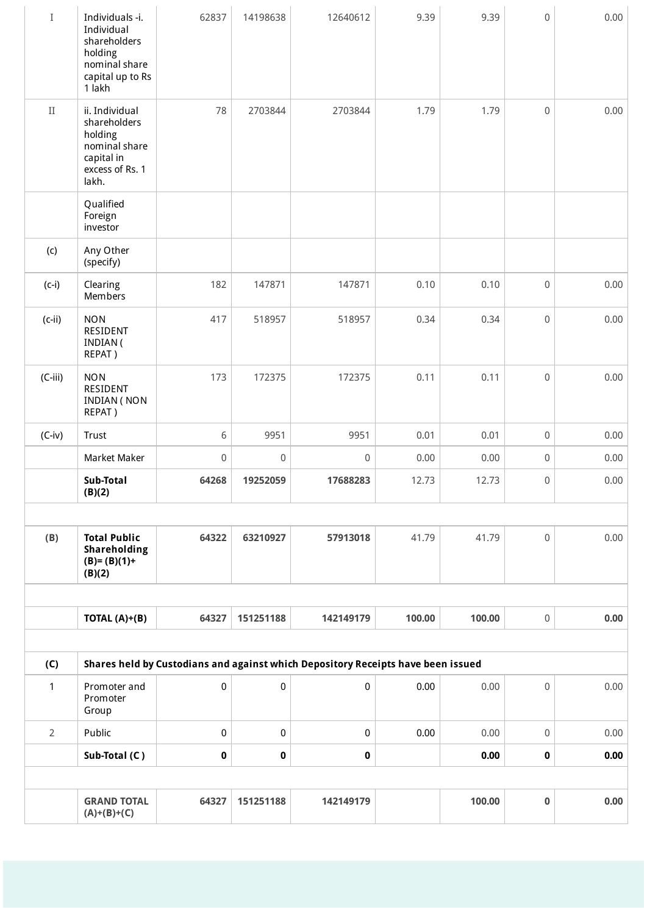| | | | | | | | | |
|---|---|---|---|---|---|---|---|---|
| I | Individuals -i. Individual shareholders holding nominal share capital up to Rs 1 lakh | 62837 | 14198638 | 12640612 | 9.39 | 9.39 | 0 | 0.00 |
| II | ii. Individual shareholders holding nominal share capital in excess of Rs. 1 lakh. | 78 | 2703844 | 2703844 | 1.79 | 1.79 | 0 | 0.00 |
| | Qualified Foreign investor | | | | | | | |
| (c) | Any Other (specify) | | | | | | | |
| (c-i) | Clearing Members | 182 | 147871 | 147871 | 0.10 | 0.10 | 0 | 0.00 |
| (c-ii) | NON RESIDENT INDIAN ( REPAT ) | 417 | 518957 | 518957 | 0.34 | 0.34 | 0 | 0.00 |
| (C-iii) | NON RESIDENT INDIAN ( NON REPAT ) | 173 | 172375 | 172375 | 0.11 | 0.11 | 0 | 0.00 |
| (C-iv) | Trust | 6 | 9951 | 9951 | 0.01 | 0.01 | 0 | 0.00 |
| | Market Maker | 0 | 0 | 0 | 0.00 | 0.00 | 0 | 0.00 |
| | **Sub-Total (B)(2)** | **64268** | **19252059** | **17688283** | 12.73 | 12.73 | 0 | 0.00 |
| | | | | | | | | |
| **(B)** | **Total Public Shareholding (B)= (B)(1)+ (B)(2)** | **64322** | **63210927** | **57913018** | 41.79 | 41.79 | 0 | 0.00 |
| | | | | | | | | |
| | **TOTAL (A)+(B)** | **64327** | **151251188** | **142149179** | **100.00** | **100.00** | 0 | **0.00** |
| | | | | | | | | |
| **(C)** | **Shares held by Custodians and against which Depository Receipts have been issued** | | | | | | | |
| 1 | Promoter and Promoter Group | 0 | 0 | 0 | 0.00 | 0.00 | 0 | 0.00 |
| 2 | Public | 0 | 0 | 0 | 0.00 | 0.00 | 0 | 0.00 |
| | **Sub-Total (C )** | **0** | **0** | **0** | | **0.00** | **0** | **0.00** |
| | | | | | | | | |
| | **GRAND TOTAL (A)+(B)+(C)** | **64327** | **151251188** | **142149179** | | **100.00** | **0** | **0.00** |